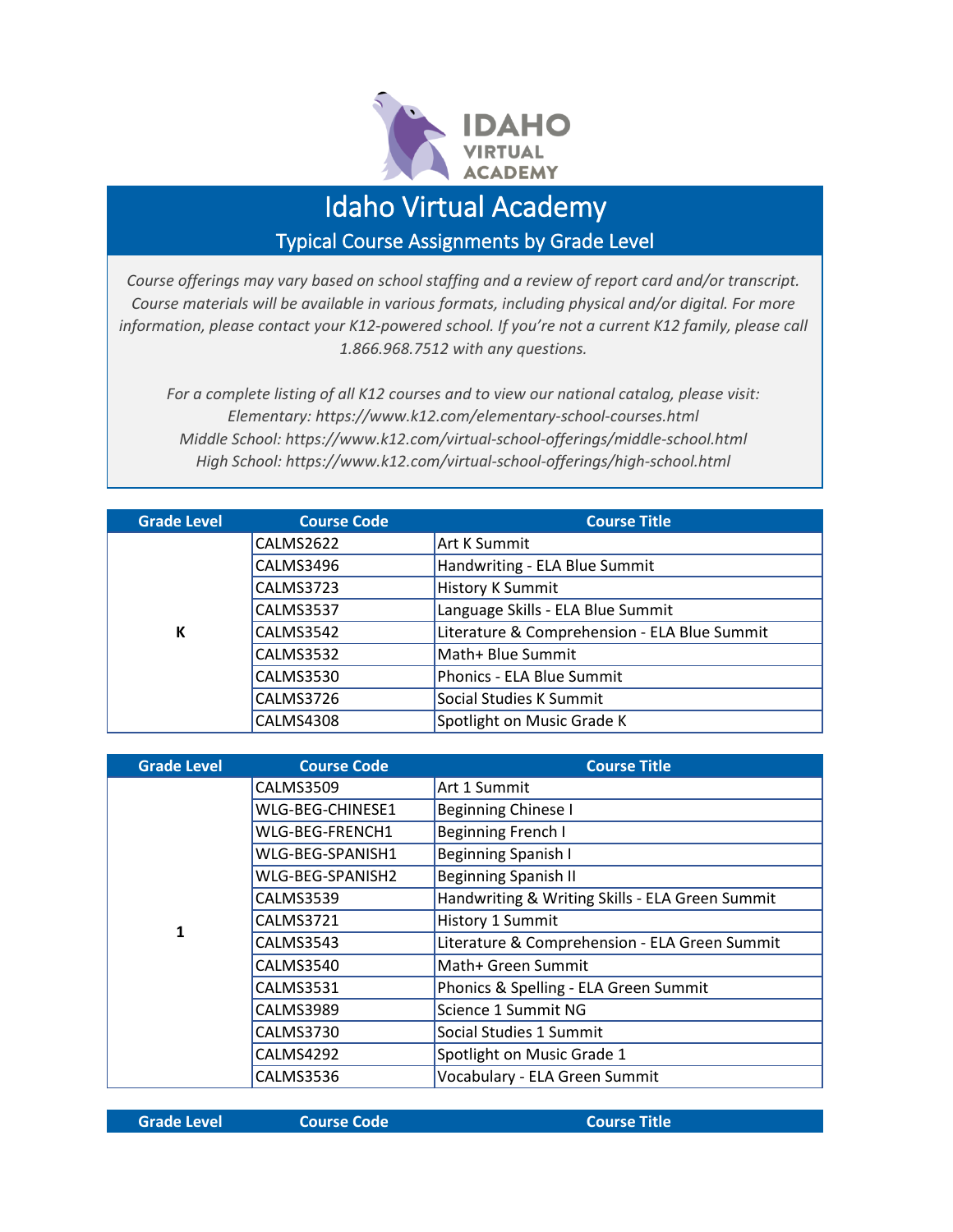# Idaho Virtual Academy

## Typical Course Assignments by Grade Level

*Course offerings may vary based on school staffing and a review of report card and/or transcript. Course materials will be available in various formats, including physical and/or digital. For more information, please contact your K12-powered school. If you're not a current K12 family, please call 1.866.968.7512 with any questions.*

*For a complete listing of all K12 courses and to view our national catalog, please visit:*
*Elementary: https://www.k12.com/elementary-school-courses.html*
*Middle School: https://www.k12.com/virtual-school-offerings/middle-school.html*
*High School: https://www.k12.com/virtual-school-offerings/high-school.html*

| Grade Level | Course Code | Course Title |
|---|---|---|
| K | CALMS2622 | Art K Summit |
| | CALMS3496 | Handwriting - ELA Blue Summit |
| | CALMS3723 | History K Summit |
| | CALMS3537 | Language Skills - ELA Blue Summit |
| | CALMS3542 | Literature & Comprehension - ELA Blue Summit |
| | CALMS3532 | Math+ Blue Summit |
| | CALMS3530 | Phonics - ELA Blue Summit |
| | CALMS3726 | Social Studies K Summit |
| | CALMS4308 | Spotlight on Music Grade K |

| Grade Level | Course Code | Course Title |
|---|---|---|
| 1 | CALMS3509 | Art 1 Summit |
| | WLG-BEG-CHINESE1 | Beginning Chinese I |
| | WLG-BEG-FRENCH1 | Beginning French I |
| | WLG-BEG-SPANISH1 | Beginning Spanish I |
| | WLG-BEG-SPANISH2 | Beginning Spanish II |
| | CALMS3539 | Handwriting & Writing Skills - ELA Green Summit |
| | CALMS3721 | History 1 Summit |
| | CALMS3543 | Literature & Comprehension - ELA Green Summit |
| | CALMS3540 | Math+ Green Summit |
| | CALMS3531 | Phonics & Spelling - ELA Green Summit |
| | CALMS3989 | Science 1 Summit NG |
| | CALMS3730 | Social Studies 1 Summit |
| | CALMS4292 | Spotlight on Music Grade 1 |
| | CALMS3536 | Vocabulary - ELA Green Summit |

| Grade Level | Course Code | Course Title |
|---|---|---|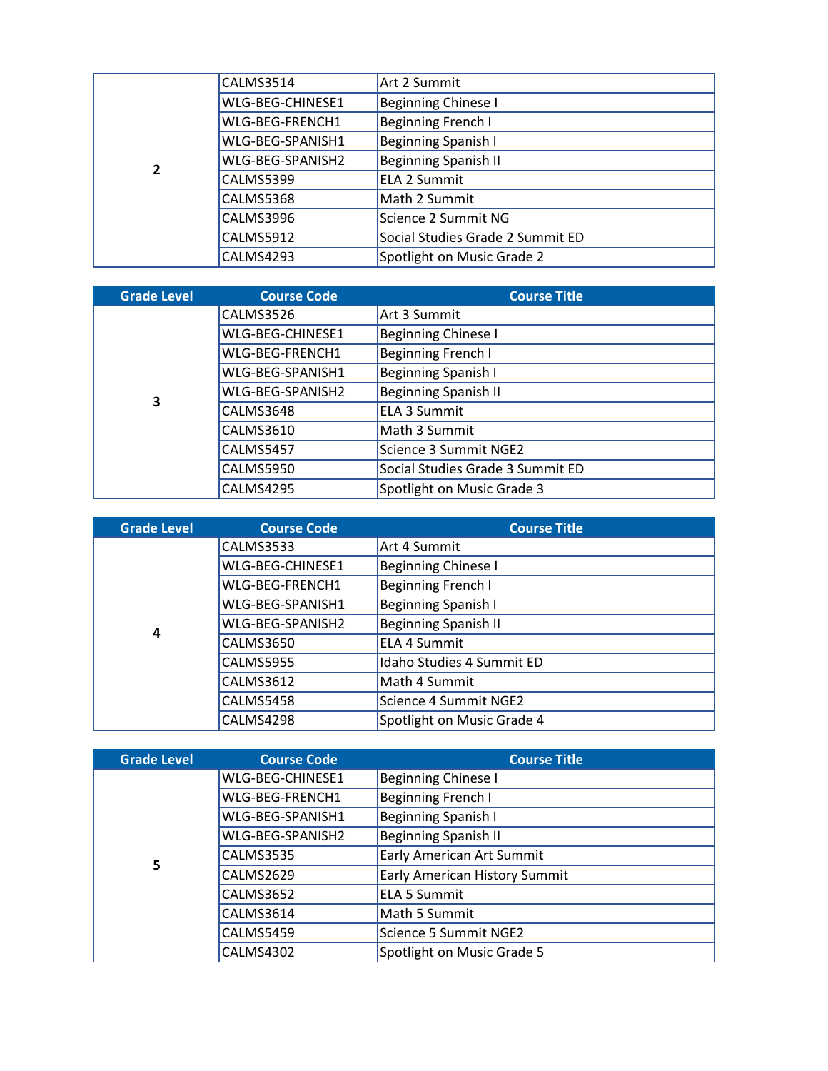| Grade Level | Course Code | Course Title |
|---|---|---|
| 2 | CALMS3514 | Art 2 Summit |
| | WLG-BEG-CHINESE1 | Beginning Chinese I |
| | WLG-BEG-FRENCH1 | Beginning French I |
| | WLG-BEG-SPANISH1 | Beginning Spanish I |
| | WLG-BEG-SPANISH2 | Beginning Spanish II |
| | CALMS5399 | ELA 2 Summit |
| | CALMS5368 | Math 2 Summit |
| | CALMS3996 | Science 2 Summit NG |
| | CALMS5912 | Social Studies Grade 2 Summit ED |
| | CALMS4293 | Spotlight on Music Grade 2 |

| Grade Level | Course Code | Course Title |
|---|---|---|
| 3 | CALMS3526 | Art 3 Summit |
| | WLG-BEG-CHINESE1 | Beginning Chinese I |
| | WLG-BEG-FRENCH1 | Beginning French I |
| | WLG-BEG-SPANISH1 | Beginning Spanish I |
| | WLG-BEG-SPANISH2 | Beginning Spanish II |
| | CALMS3648 | ELA 3 Summit |
| | CALMS3610 | Math 3 Summit |
| | CALMS5457 | Science 3 Summit NGE2 |
| | CALMS5950 | Social Studies Grade 3 Summit ED |
| | CALMS4295 | Spotlight on Music Grade 3 |

| Grade Level | Course Code | Course Title |
|---|---|---|
| 4 | CALMS3533 | Art 4 Summit |
| | WLG-BEG-CHINESE1 | Beginning Chinese I |
| | WLG-BEG-FRENCH1 | Beginning French I |
| | WLG-BEG-SPANISH1 | Beginning Spanish I |
| | WLG-BEG-SPANISH2 | Beginning Spanish II |
| | CALMS3650 | ELA 4 Summit |
| | CALMS5955 | Idaho Studies 4 Summit ED |
| | CALMS3612 | Math 4 Summit |
| | CALMS5458 | Science 4 Summit NGE2 |
| | CALMS4298 | Spotlight on Music Grade 4 |

| Grade Level | Course Code | Course Title |
|---|---|---|
| 5 | WLG-BEG-CHINESE1 | Beginning Chinese I |
| | WLG-BEG-FRENCH1 | Beginning French I |
| | WLG-BEG-SPANISH1 | Beginning Spanish I |
| | WLG-BEG-SPANISH2 | Beginning Spanish II |
| | CALMS3535 | Early American Art Summit |
| | CALMS2629 | Early American History Summit |
| | CALMS3652 | ELA 5 Summit |
| | CALMS3614 | Math 5 Summit |
| | CALMS5459 | Science 5 Summit NGE2 |
| | CALMS4302 | Spotlight on Music Grade 5 |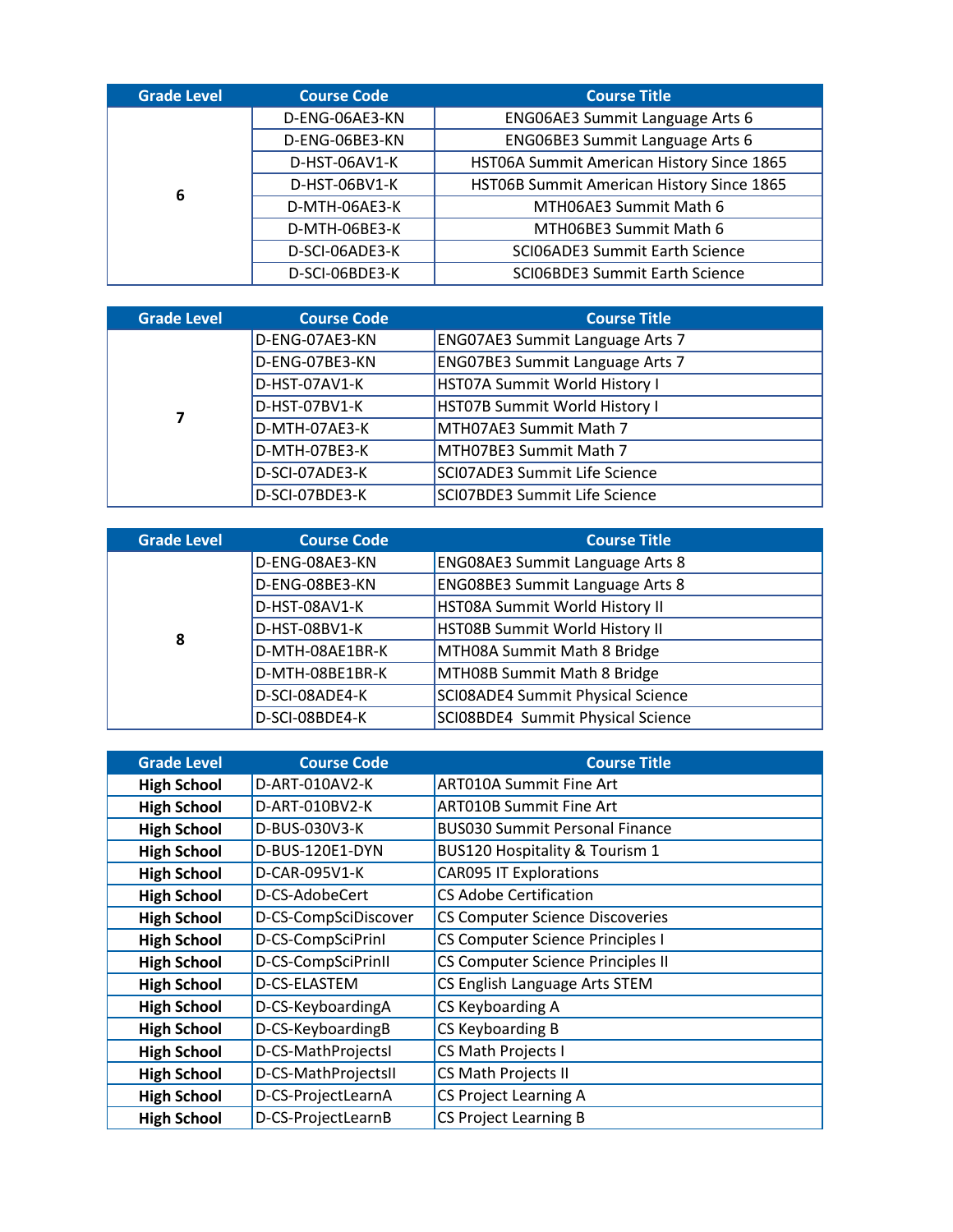| Grade Level | Course Code | Course Title |
| --- | --- | --- |
| 6 | D-ENG-06AE3-KN | ENG06AE3 Summit Language Arts 6 |
| | D-ENG-06BE3-KN | ENG06BE3 Summit Language Arts 6 |
| | D-HST-06AV1-K | HST06A Summit American History Since 1865 |
| | D-HST-06BV1-K | HST06B Summit American History Since 1865 |
| | D-MTH-06AE3-K | MTH06AE3 Summit Math 6 |
| | D-MTH-06BE3-K | MTH06BE3 Summit Math 6 |
| | D-SCI-06ADE3-K | SCI06ADE3 Summit Earth Science |
| | D-SCI-06BDE3-K | SCI06BDE3 Summit Earth Science |

| Grade Level | Course Code | Course Title |
| --- | --- | --- |
| 7 | D-ENG-07AE3-KN | ENG07AE3 Summit Language Arts 7 |
| | D-ENG-07BE3-KN | ENG07BE3 Summit Language Arts 7 |
| | D-HST-07AV1-K | HST07A Summit World History I |
| | D-HST-07BV1-K | HST07B Summit World History I |
| | D-MTH-07AE3-K | MTH07AE3 Summit Math 7 |
| | D-MTH-07BE3-K | MTH07BE3 Summit Math 7 |
| | D-SCI-07ADE3-K | SCI07ADE3 Summit Life Science |
| | D-SCI-07BDE3-K | SCI07BDE3 Summit Life Science |

| Grade Level | Course Code | Course Title |
| --- | --- | --- |
| 8 | D-ENG-08AE3-KN | ENG08AE3 Summit Language Arts 8 |
| | D-ENG-08BE3-KN | ENG08BE3 Summit Language Arts 8 |
| | D-HST-08AV1-K | HST08A Summit World History II |
| | D-HST-08BV1-K | HST08B Summit World History II |
| | D-MTH-08AE1BR-K | MTH08A Summit Math 8 Bridge |
| | D-MTH-08BE1BR-K | MTH08B Summit Math 8 Bridge |
| | D-SCI-08ADE4-K | SCI08ADE4 Summit Physical Science |
| | D-SCI-08BDE4-K | SCI08BDE4 Summit Physical Science |

| Grade Level | Course Code | Course Title |
| --- | --- | --- |
| **High School** | D-ART-010AV2-K | ART010A Summit Fine Art |
| **High School** | D-ART-010BV2-K | ART010B Summit Fine Art |
| **High School** | D-BUS-030V3-K | BUS030 Summit Personal Finance |
| **High School** | D-BUS-120E1-DYN | BUS120 Hospitality & Tourism 1 |
| **High School** | D-CAR-095V1-K | CAR095 IT Explorations |
| **High School** | D-CS-AdobeCert | CS Adobe Certification |
| **High School** | D-CS-CompSciDiscover | CS Computer Science Discoveries |
| **High School** | D-CS-CompSciPrinI | CS Computer Science Principles I |
| **High School** | D-CS-CompSciPrinII | CS Computer Science Principles II |
| **High School** | D-CS-ELASTEM | CS English Language Arts STEM |
| **High School** | D-CS-KeyboardingA | CS Keyboarding A |
| **High School** | D-CS-KeyboardingB | CS Keyboarding B |
| **High School** | D-CS-MathProjectsI | CS Math Projects I |
| **High School** | D-CS-MathProjectsII | CS Math Projects II |
| **High School** | D-CS-ProjectLearnA | CS Project Learning A |
| **High School** | D-CS-ProjectLearnB | CS Project Learning B |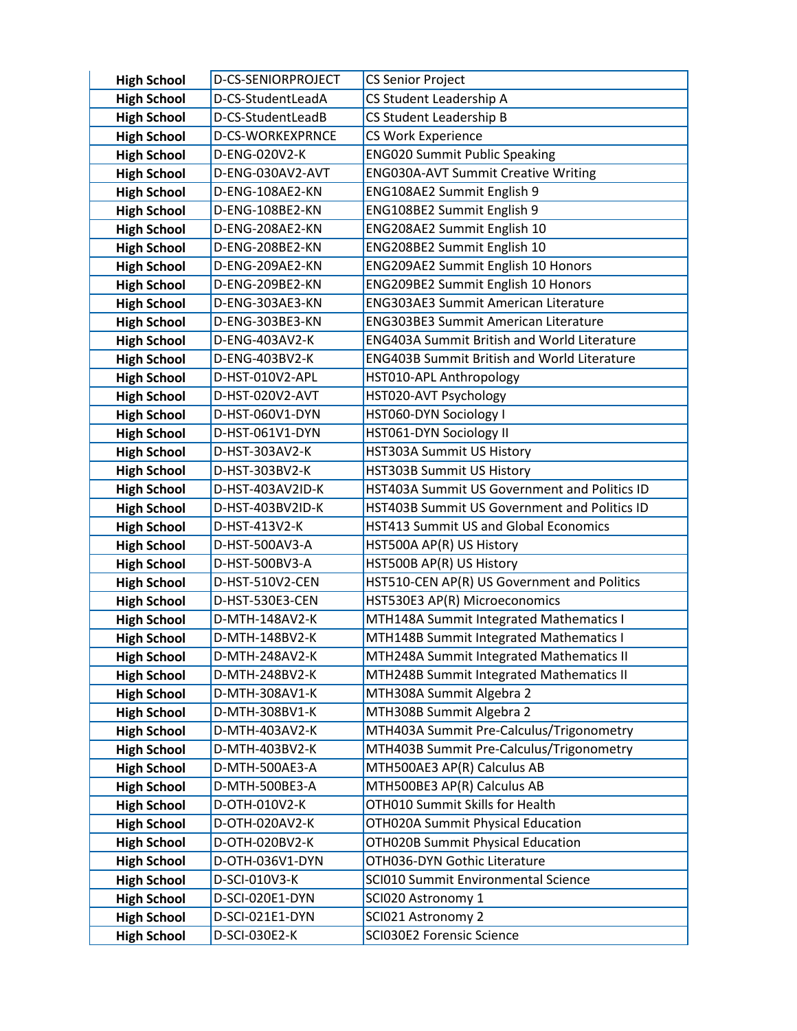| | | |
|---|---|---|
| **High School** | D-CS-SENIORPROJECT | CS Senior Project |
| **High School** | D-CS-StudentLeadA | CS Student Leadership A |
| **High School** | D-CS-StudentLeadB | CS Student Leadership B |
| **High School** | D-CS-WORKEXPRNCE | CS Work Experience |
| **High School** | D-ENG-020V2-K | ENG020 Summit Public Speaking |
| **High School** | D-ENG-030AV2-AVT | ENG030A-AVT Summit Creative Writing |
| **High School** | D-ENG-108AE2-KN | ENG108AE2 Summit English 9 |
| **High School** | D-ENG-108BE2-KN | ENG108BE2 Summit English 9 |
| **High School** | D-ENG-208AE2-KN | ENG208AE2 Summit English 10 |
| **High School** | D-ENG-208BE2-KN | ENG208BE2 Summit English 10 |
| **High School** | D-ENG-209AE2-KN | ENG209AE2 Summit English 10 Honors |
| **High School** | D-ENG-209BE2-KN | ENG209BE2 Summit English 10 Honors |
| **High School** | D-ENG-303AE3-KN | ENG303AE3 Summit American Literature |
| **High School** | D-ENG-303BE3-KN | ENG303BE3 Summit American Literature |
| **High School** | D-ENG-403AV2-K | ENG403A Summit British and World Literature |
| **High School** | D-ENG-403BV2-K | ENG403B Summit British and World Literature |
| **High School** | D-HST-010V2-APL | HST010-APL Anthropology |
| **High School** | D-HST-020V2-AVT | HST020-AVT Psychology |
| **High School** | D-HST-060V1-DYN | HST060-DYN Sociology I |
| **High School** | D-HST-061V1-DYN | HST061-DYN Sociology II |
| **High School** | D-HST-303AV2-K | HST303A Summit US History |
| **High School** | D-HST-303BV2-K | HST303B Summit US History |
| **High School** | D-HST-403AV2ID-K | HST403A Summit US Government and Politics ID |
| **High School** | D-HST-403BV2ID-K | HST403B Summit US Government and Politics ID |
| **High School** | D-HST-413V2-K | HST413 Summit US and Global Economics |
| **High School** | D-HST-500AV3-A | HST500A AP(R) US History |
| **High School** | D-HST-500BV3-A | HST500B AP(R) US History |
| **High School** | D-HST-510V2-CEN | HST510-CEN AP(R) US Government and Politics |
| **High School** | D-HST-530E3-CEN | HST530E3 AP(R) Microeconomics |
| **High School** | D-MTH-148AV2-K | MTH148A Summit Integrated Mathematics I |
| **High School** | D-MTH-148BV2-K | MTH148B Summit Integrated Mathematics I |
| **High School** | D-MTH-248AV2-K | MTH248A Summit Integrated Mathematics II |
| **High School** | D-MTH-248BV2-K | MTH248B Summit Integrated Mathematics II |
| **High School** | D-MTH-308AV1-K | MTH308A Summit Algebra 2 |
| **High School** | D-MTH-308BV1-K | MTH308B Summit Algebra 2 |
| **High School** | D-MTH-403AV2-K | MTH403A Summit Pre-Calculus/Trigonometry |
| **High School** | D-MTH-403BV2-K | MTH403B Summit Pre-Calculus/Trigonometry |
| **High School** | D-MTH-500AE3-A | MTH500AE3 AP(R) Calculus AB |
| **High School** | D-MTH-500BE3-A | MTH500BE3 AP(R) Calculus AB |
| **High School** | D-OTH-010V2-K | OTH010 Summit Skills for Health |
| **High School** | D-OTH-020AV2-K | OTH020A Summit Physical Education |
| **High School** | D-OTH-020BV2-K | OTH020B Summit Physical Education |
| **High School** | D-OTH-036V1-DYN | OTH036-DYN Gothic Literature |
| **High School** | D-SCI-010V3-K | SCI010 Summit Environmental Science |
| **High School** | D-SCI-020E1-DYN | SCI020 Astronomy 1 |
| **High School** | D-SCI-021E1-DYN | SCI021 Astronomy 2 |
| **High School** | D-SCI-030E2-K | SCI030E2 Forensic Science |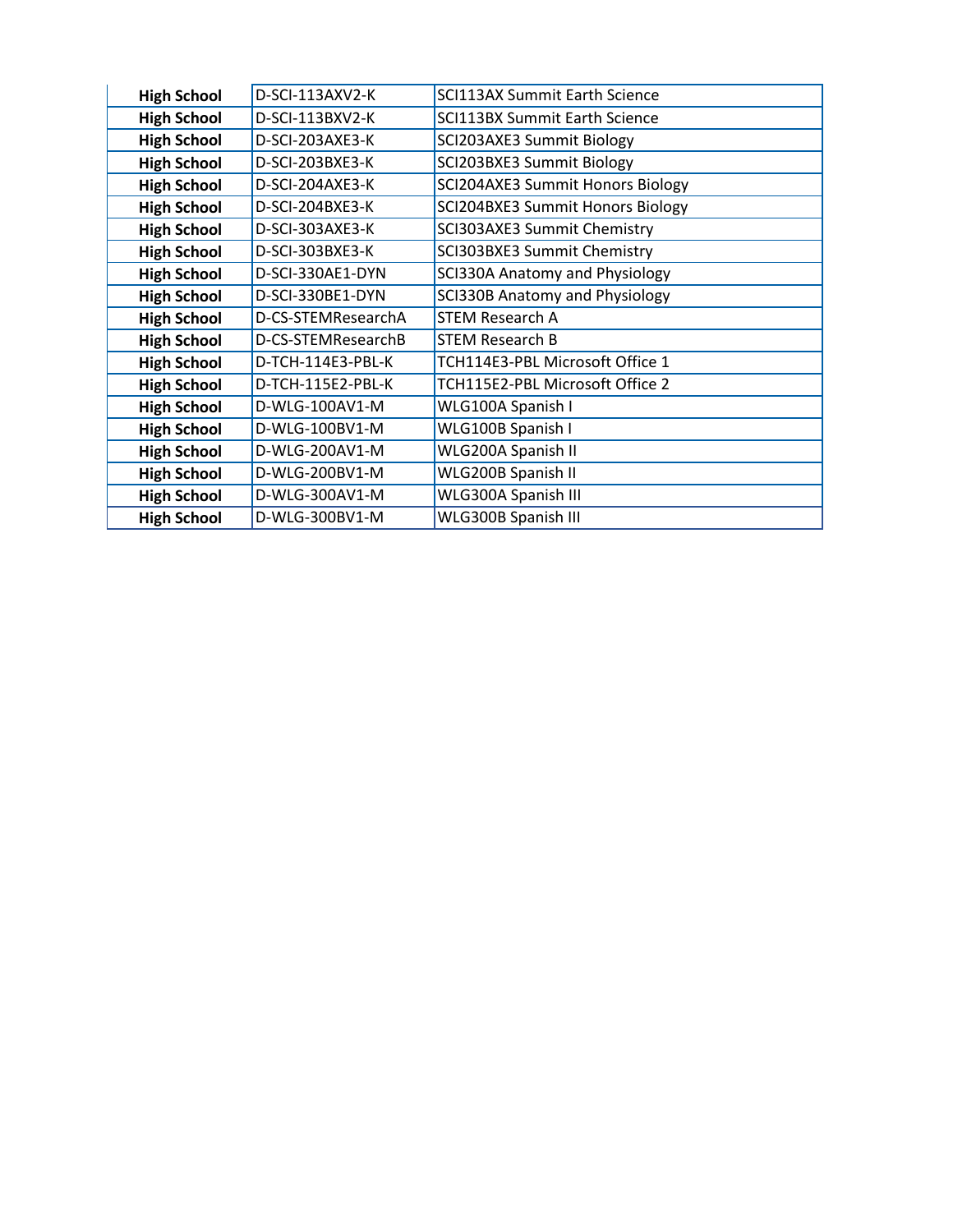| | | |
|---|---|---|
| **High School** | D-SCI-113AXV2-K | SCI113AX Summit Earth Science |
| **High School** | D-SCI-113BXV2-K | SCI113BX Summit Earth Science |
| **High School** | D-SCI-203AXE3-K | SCI203AXE3 Summit Biology |
| **High School** | D-SCI-203BXE3-K | SCI203BXE3 Summit Biology |
| **High School** | D-SCI-204AXE3-K | SCI204AXE3 Summit Honors Biology |
| **High School** | D-SCI-204BXE3-K | SCI204BXE3 Summit Honors Biology |
| **High School** | D-SCI-303AXE3-K | SCI303AXE3 Summit Chemistry |
| **High School** | D-SCI-303BXE3-K | SCI303BXE3 Summit Chemistry |
| **High School** | D-SCI-330AE1-DYN | SCI330A Anatomy and Physiology |
| **High School** | D-SCI-330BE1-DYN | SCI330B Anatomy and Physiology |
| **High School** | D-CS-STEMResearchA | STEM Research A |
| **High School** | D-CS-STEMResearchB | STEM Research B |
| **High School** | D-TCH-114E3-PBL-K | TCH114E3-PBL Microsoft Office 1 |
| **High School** | D-TCH-115E2-PBL-K | TCH115E2-PBL Microsoft Office 2 |
| **High School** | D-WLG-100AV1-M | WLG100A Spanish I |
| **High School** | D-WLG-100BV1-M | WLG100B Spanish I |
| **High School** | D-WLG-200AV1-M | WLG200A Spanish II |
| **High School** | D-WLG-200BV1-M | WLG200B Spanish II |
| **High School** | D-WLG-300AV1-M | WLG300A Spanish III |
| **High School** | D-WLG-300BV1-M | WLG300B Spanish III |